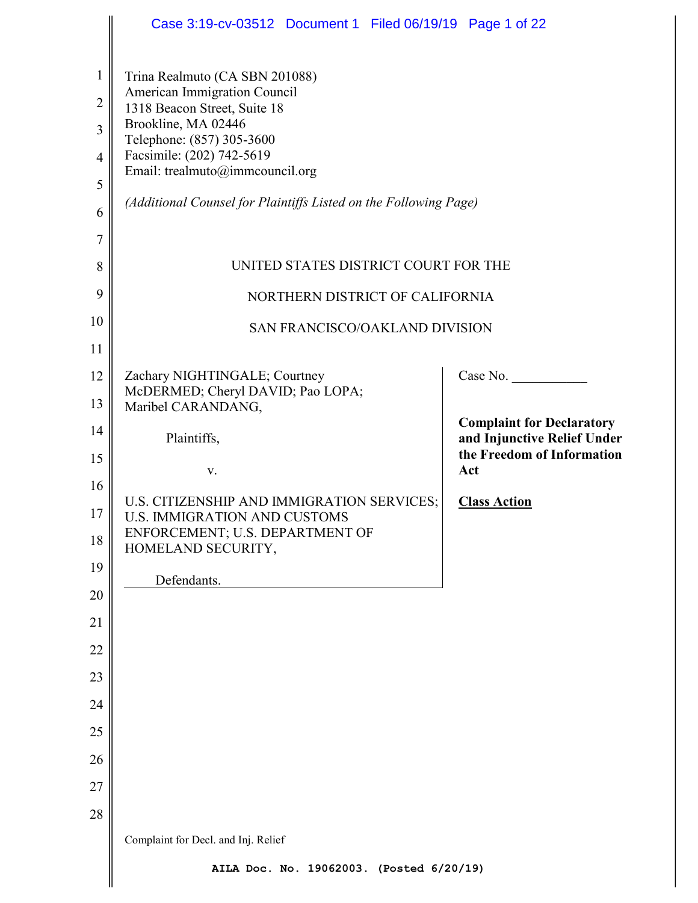Trina Realmuto (CA SBN 201088)
American Immigration Council
1318 Beacon Street, Suite 18
Brookline, MA 02446
Telephone: (857) 305-3600
Facsimile: (202) 742-5619
Email: trealmuto@immcouncil.org

*(Additional Counsel for Plaintiffs Listed on the Following Page)*

UNITED STATES DISTRICT COURT FOR THE

NORTHERN DISTRICT OF CALIFORNIA

SAN FRANCISCO/OAKLAND DIVISION

Zachary NIGHTINGALE; Courtney McDERMED; Cheryl DAVID; Pao LOPA; Maribel CARANDANG,

Plaintiffs,

v.

U.S. CITIZENSHIP AND IMMIGRATION SERVICES; U.S. IMMIGRATION AND CUSTOMS ENFORCEMENT; U.S. DEPARTMENT OF HOMELAND SECURITY,

Defendants.

Case No. ___________

**Complaint for Declaratory and Injunctive Relief Under the Freedom of Information Act**

**Class Action**

Complaint for Decl. and Inj. Relief

AILA Doc. No. 19062003. (Posted 6/20/19)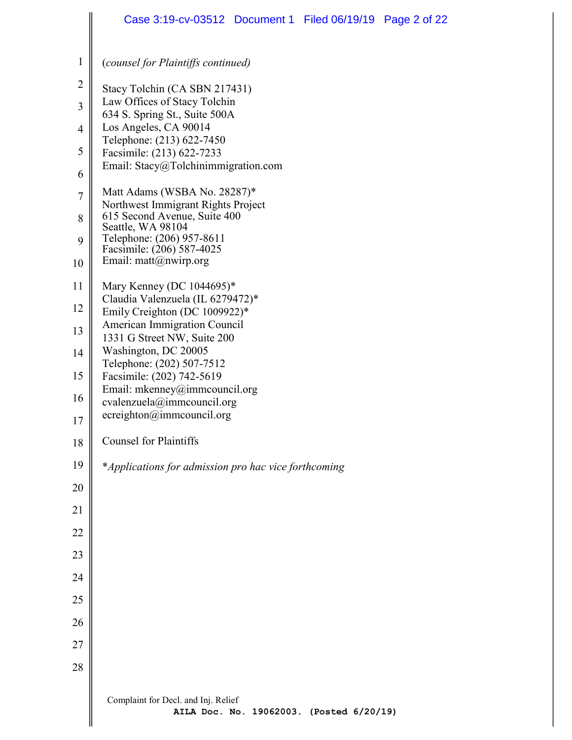(*counsel for Plaintiffs continued)*

Stacy Tolchin (CA SBN 217431)
Law Offices of Stacy Tolchin
634 S. Spring St., Suite 500A
Los Angeles, CA 90014
Telephone: (213) 622-7450
Facsimile: (213) 622-7233
Email: Stacy@Tolchinimmigration.com

Matt Adams (WSBA No. 28287)*
Northwest Immigrant Rights Project
615 Second Avenue, Suite 400
Seattle, WA 98104
Telephone: (206) 957-8611
Facsimile: (206) 587-4025
Email: matt@nwirp.org

Mary Kenney (DC 1044695)*
Claudia Valenzuela (IL 6279472)*
Emily Creighton (DC 1009922)*
American Immigration Council
1331 G Street NW, Suite 200
Washington, DC 20005
Telephone: (202) 507-7512
Facsimile: (202) 742-5619
Email: mkenney@immcouncil.org
cvalenzuela@immcouncil.org
ecreighton@immcouncil.org

Counsel for Plaintiffs

**Applications for admission pro hac vice forthcoming*

Complaint for Decl. and Inj. Relief

AILA Doc. No. 19062003. (Posted 6/20/19)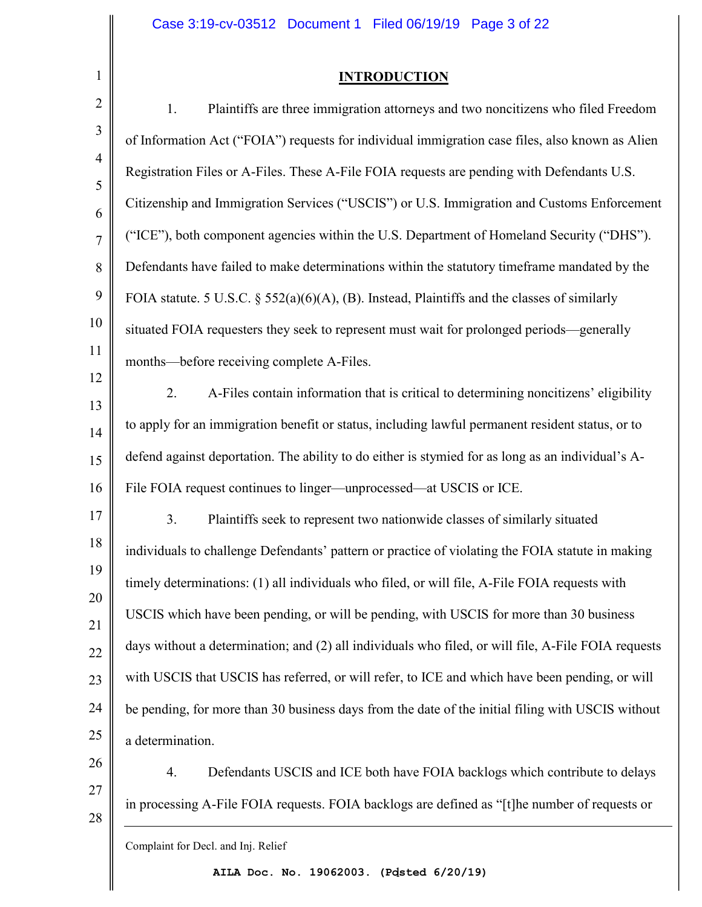## INTRODUCTION

1. Plaintiffs are three immigration attorneys and two noncitizens who filed Freedom of Information Act ("FOIA") requests for individual immigration case files, also known as Alien Registration Files or A-Files. These A-File FOIA requests are pending with Defendants U.S. Citizenship and Immigration Services ("USCIS") or U.S. Immigration and Customs Enforcement ("ICE"), both component agencies within the U.S. Department of Homeland Security ("DHS"). Defendants have failed to make determinations within the statutory timeframe mandated by the FOIA statute. 5 U.S.C. § 552(a)(6)(A), (B). Instead, Plaintiffs and the classes of similarly situated FOIA requesters they seek to represent must wait for prolonged periods—generally months—before receiving complete A-Files.

2. A-Files contain information that is critical to determining noncitizens' eligibility to apply for an immigration benefit or status, including lawful permanent resident status, or to defend against deportation. The ability to do either is stymied for as long as an individual's A-File FOIA request continues to linger—unprocessed—at USCIS or ICE.

3. Plaintiffs seek to represent two nationwide classes of similarly situated individuals to challenge Defendants' pattern or practice of violating the FOIA statute in making timely determinations: (1) all individuals who filed, or will file, A-File FOIA requests with USCIS which have been pending, or will be pending, with USCIS for more than 30 business days without a determination; and (2) all individuals who filed, or will file, A-File FOIA requests with USCIS that USCIS has referred, or will refer, to ICE and which have been pending, or will be pending, for more than 30 business days from the date of the initial filing with USCIS without a determination.

4. Defendants USCIS and ICE both have FOIA backlogs which contribute to delays in processing A-File FOIA requests. FOIA backlogs are defined as "[t]he number of requests or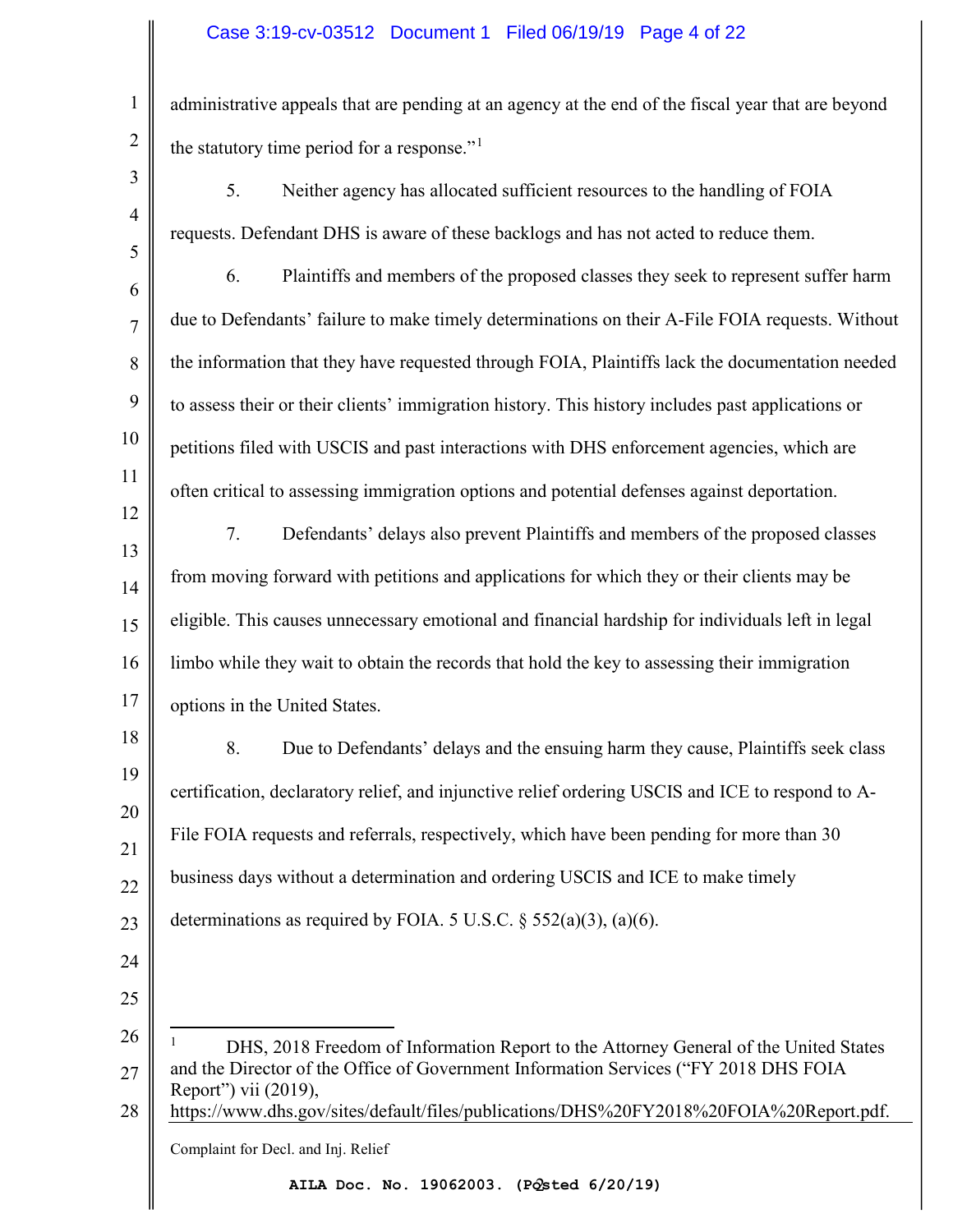administrative appeals that are pending at an agency at the end of the fiscal year that are beyond the statutory time period for a response."[1]

5. Neither agency has allocated sufficient resources to the handling of FOIA requests. Defendant DHS is aware of these backlogs and has not acted to reduce them.

6. Plaintiffs and members of the proposed classes they seek to represent suffer harm due to Defendants' failure to make timely determinations on their A-File FOIA requests. Without the information that they have requested through FOIA, Plaintiffs lack the documentation needed to assess their or their clients' immigration history. This history includes past applications or petitions filed with USCIS and past interactions with DHS enforcement agencies, which are often critical to assessing immigration options and potential defenses against deportation.

7. Defendants' delays also prevent Plaintiffs and members of the proposed classes from moving forward with petitions and applications for which they or their clients may be eligible. This causes unnecessary emotional and financial hardship for individuals left in legal limbo while they wait to obtain the records that hold the key to assessing their immigration options in the United States.

8. Due to Defendants' delays and the ensuing harm they cause, Plaintiffs seek class certification, declaratory relief, and injunctive relief ordering USCIS and ICE to respond to A-File FOIA requests and referrals, respectively, which have been pending for more than 30 business days without a determination and ordering USCIS and ICE to make timely determinations as required by FOIA. 5 U.S.C. § 552(a)(3), (a)(6).

---

[1] DHS, 2018 Freedom of Information Report to the Attorney General of the United States and the Director of the Office of Government Information Services ("FY 2018 DHS FOIA Report") vii (2019), https://www.dhs.gov/sites/default/files/publications/DHS%20FY2018%20FOIA%20Report.pdf.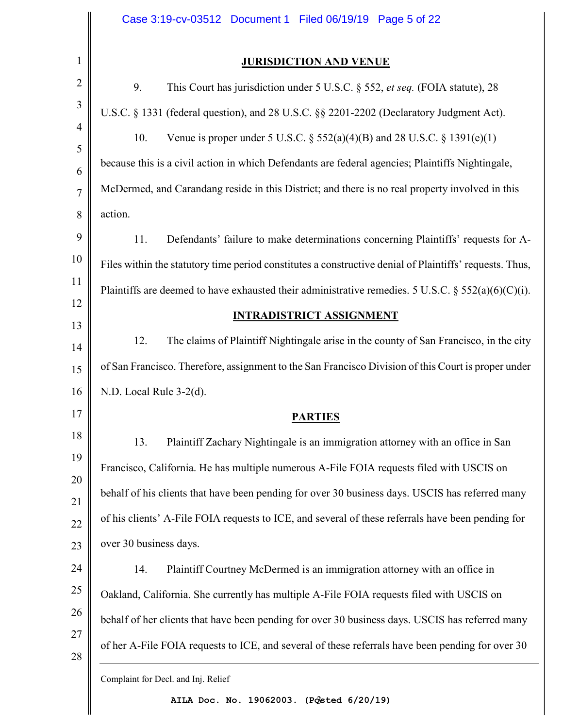## JURISDICTION AND VENUE

9. This Court has jurisdiction under 5 U.S.C. § 552, *et seq.* (FOIA statute), 28 U.S.C. § 1331 (federal question), and 28 U.S.C. §§ 2201-2202 (Declaratory Judgment Act).

10. Venue is proper under 5 U.S.C. § 552(a)(4)(B) and 28 U.S.C. § 1391(e)(1) because this is a civil action in which Defendants are federal agencies; Plaintiffs Nightingale, McDermed, and Carandang reside in this District; and there is no real property involved in this action.

11. Defendants' failure to make determinations concerning Plaintiffs' requests for A-Files within the statutory time period constitutes a constructive denial of Plaintiffs' requests. Thus, Plaintiffs are deemed to have exhausted their administrative remedies. 5 U.S.C. § 552(a)(6)(C)(i).

## INTRADISTRICT ASSIGNMENT

12. The claims of Plaintiff Nightingale arise in the county of San Francisco, in the city of San Francisco. Therefore, assignment to the San Francisco Division of this Court is proper under N.D. Local Rule 3-2(d).

## PARTIES

13. Plaintiff Zachary Nightingale is an immigration attorney with an office in San Francisco, California. He has multiple numerous A-File FOIA requests filed with USCIS on behalf of his clients that have been pending for over 30 business days. USCIS has referred many of his clients' A-File FOIA requests to ICE, and several of these referrals have been pending for over 30 business days.

14. Plaintiff Courtney McDermed is an immigration attorney with an office in Oakland, California. She currently has multiple A-File FOIA requests filed with USCIS on behalf of her clients that have been pending for over 30 business days. USCIS has referred many of her A-File FOIA requests to ICE, and several of these referrals have been pending for over 30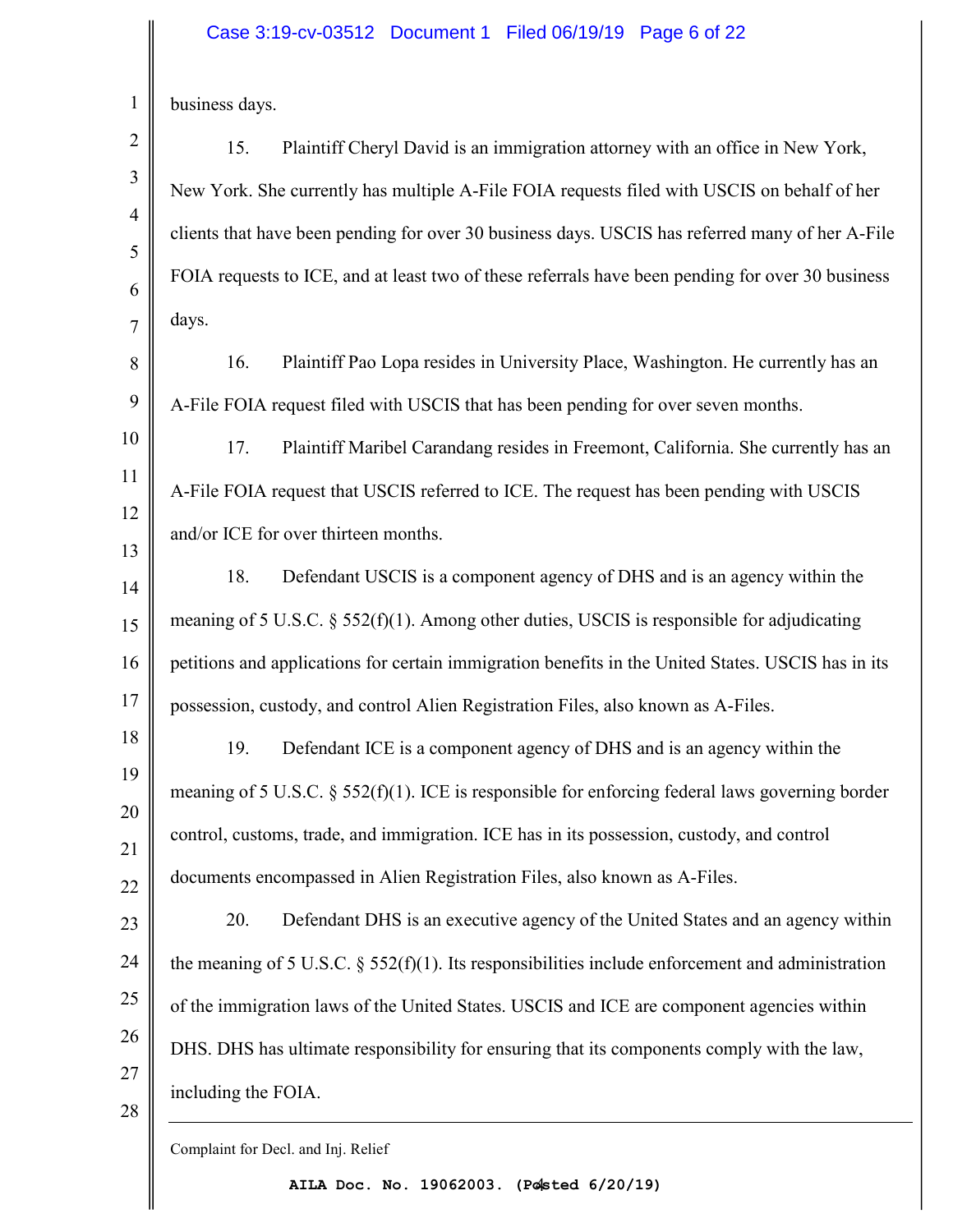business days.

15. Plaintiff Cheryl David is an immigration attorney with an office in New York, New York. She currently has multiple A-File FOIA requests filed with USCIS on behalf of her clients that have been pending for over 30 business days. USCIS has referred many of her A-File FOIA requests to ICE, and at least two of these referrals have been pending for over 30 business days.

16. Plaintiff Pao Lopa resides in University Place, Washington. He currently has an A-File FOIA request filed with USCIS that has been pending for over seven months.

17. Plaintiff Maribel Carandang resides in Freemont, California. She currently has an A-File FOIA request that USCIS referred to ICE. The request has been pending with USCIS and/or ICE for over thirteen months.

18. Defendant USCIS is a component agency of DHS and is an agency within the meaning of 5 U.S.C. § 552(f)(1). Among other duties, USCIS is responsible for adjudicating petitions and applications for certain immigration benefits in the United States. USCIS has in its possession, custody, and control Alien Registration Files, also known as A-Files.

19. Defendant ICE is a component agency of DHS and is an agency within the meaning of 5 U.S.C. § 552(f)(1). ICE is responsible for enforcing federal laws governing border control, customs, trade, and immigration. ICE has in its possession, custody, and control documents encompassed in Alien Registration Files, also known as A-Files.

20. Defendant DHS is an executive agency of the United States and an agency within the meaning of 5 U.S.C. § 552(f)(1). Its responsibilities include enforcement and administration of the immigration laws of the United States. USCIS and ICE are component agencies within DHS. DHS has ultimate responsibility for ensuring that its components comply with the law, including the FOIA.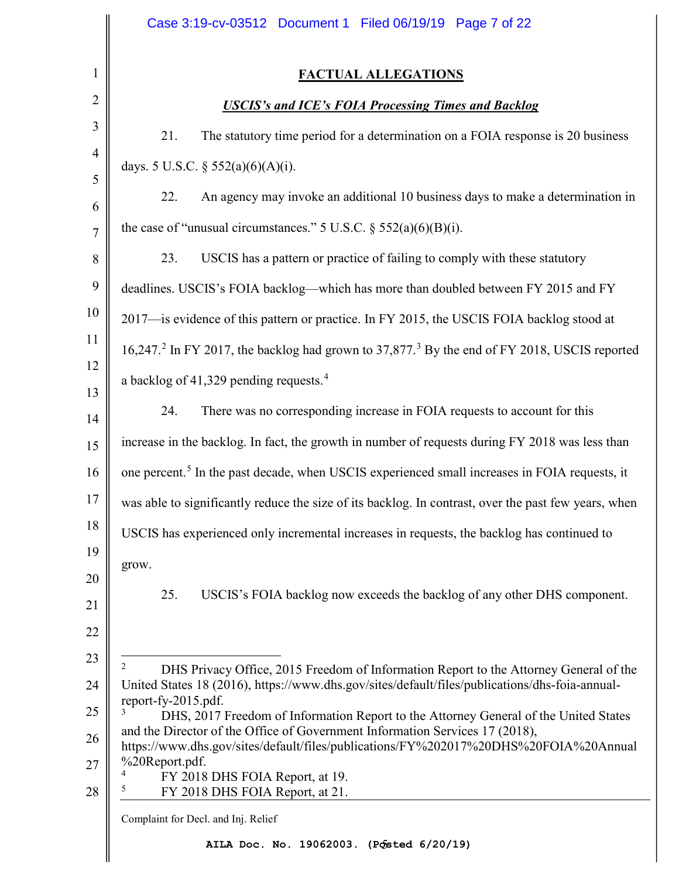## FACTUAL ALLEGATIONS

### ***USCIS's and ICE's FOIA Processing Times and Backlog***

21. The statutory time period for a determination on a FOIA response is 20 business days. 5 U.S.C. § 552(a)(6)(A)(i).

22. An agency may invoke an additional 10 business days to make a determination in the case of "unusual circumstances." 5 U.S.C. § 552(a)(6)(B)(i).

23. USCIS has a pattern or practice of failing to comply with these statutory deadlines. USCIS's FOIA backlog—which has more than doubled between FY 2015 and FY 2017—is evidence of this pattern or practice. In FY 2015, the USCIS FOIA backlog stood at 16,247.[2] In FY 2017, the backlog had grown to 37,877.[3] By the end of FY 2018, USCIS reported a backlog of 41,329 pending requests.[4]

24. There was no corresponding increase in FOIA requests to account for this increase in the backlog. In fact, the growth in number of requests during FY 2018 was less than one percent.[5] In the past decade, when USCIS experienced small increases in FOIA requests, it was able to significantly reduce the size of its backlog. In contrast, over the past few years, when USCIS has experienced only incremental increases in requests, the backlog has continued to grow.

25. USCIS's FOIA backlog now exceeds the backlog of any other DHS component.

---

[2] DHS Privacy Office, 2015 Freedom of Information Report to the Attorney General of the United States 18 (2016), https://www.dhs.gov/sites/default/files/publications/dhs-foia-annual-report-fy-2015.pdf.

[3] DHS, 2017 Freedom of Information Report to the Attorney General of the United States and the Director of the Office of Government Information Services 17 (2018), https://www.dhs.gov/sites/default/files/publications/FY%202017%20DHS%20FOIA%20Annual%20Report.pdf.

[4] FY 2018 DHS FOIA Report, at 19.

[5] FY 2018 DHS FOIA Report, at 21.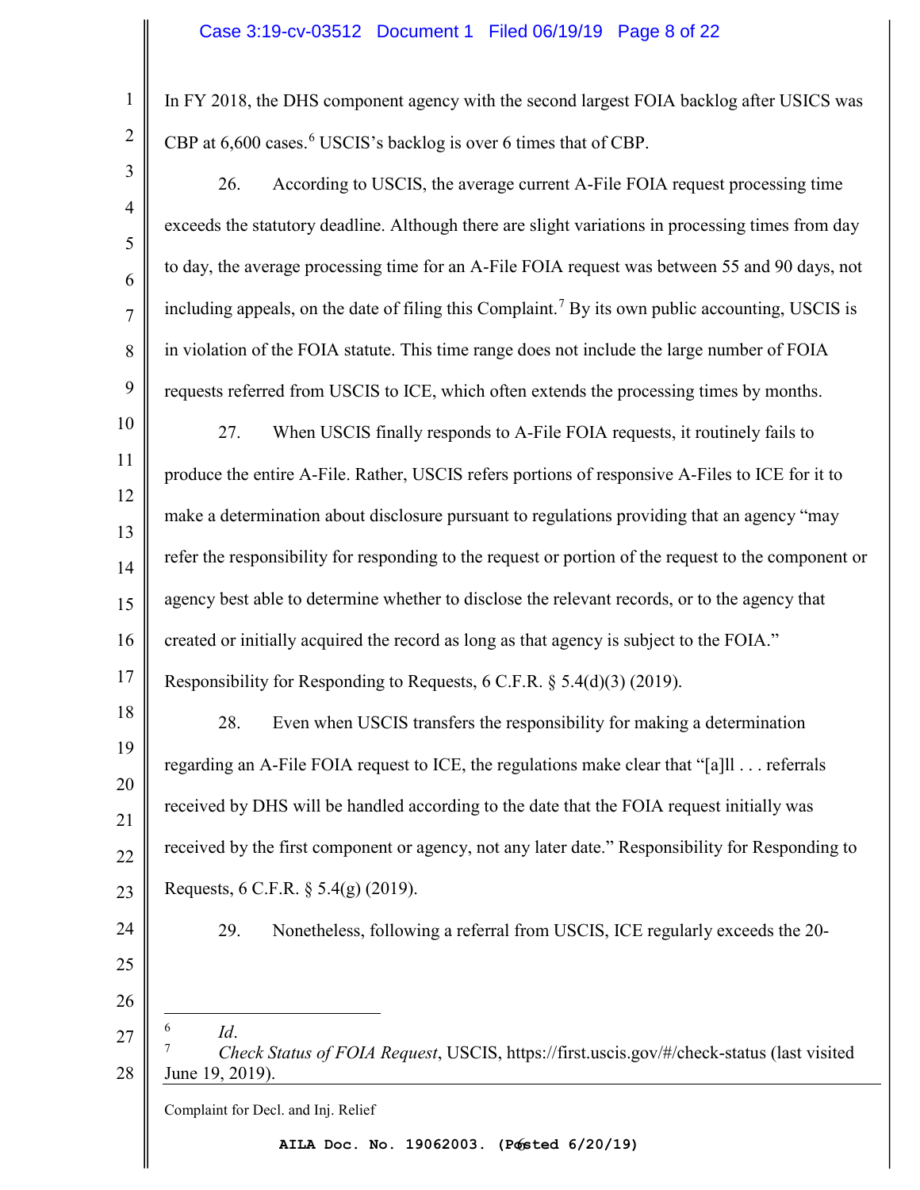In FY 2018, the DHS component agency with the second largest FOIA backlog after USICS was CBP at 6,600 cases.[6] USCIS's backlog is over 6 times that of CBP.

26. According to USCIS, the average current A-File FOIA request processing time exceeds the statutory deadline. Although there are slight variations in processing times from day to day, the average processing time for an A-File FOIA request was between 55 and 90 days, not including appeals, on the date of filing this Complaint.[7] By its own public accounting, USCIS is in violation of the FOIA statute. This time range does not include the large number of FOIA requests referred from USCIS to ICE, which often extends the processing times by months.

27. When USCIS finally responds to A-File FOIA requests, it routinely fails to produce the entire A-File. Rather, USCIS refers portions of responsive A-Files to ICE for it to make a determination about disclosure pursuant to regulations providing that an agency "may refer the responsibility for responding to the request or portion of the request to the component or agency best able to determine whether to disclose the relevant records, or to the agency that created or initially acquired the record as long as that agency is subject to the FOIA." Responsibility for Responding to Requests, 6 C.F.R. § 5.4(d)(3) (2019).

28. Even when USCIS transfers the responsibility for making a determination regarding an A-File FOIA request to ICE, the regulations make clear that "[a]ll . . . referrals received by DHS will be handled according to the date that the FOIA request initially was received by the first component or agency, not any later date." Responsibility for Responding to Requests, 6 C.F.R. § 5.4(g) (2019).

29. Nonetheless, following a referral from USCIS, ICE regularly exceeds the 20-

---

[6] *Id*.

[7] *Check Status of FOIA Request*, USCIS, https://first.uscis.gov/#/check-status (last visited June 19, 2019).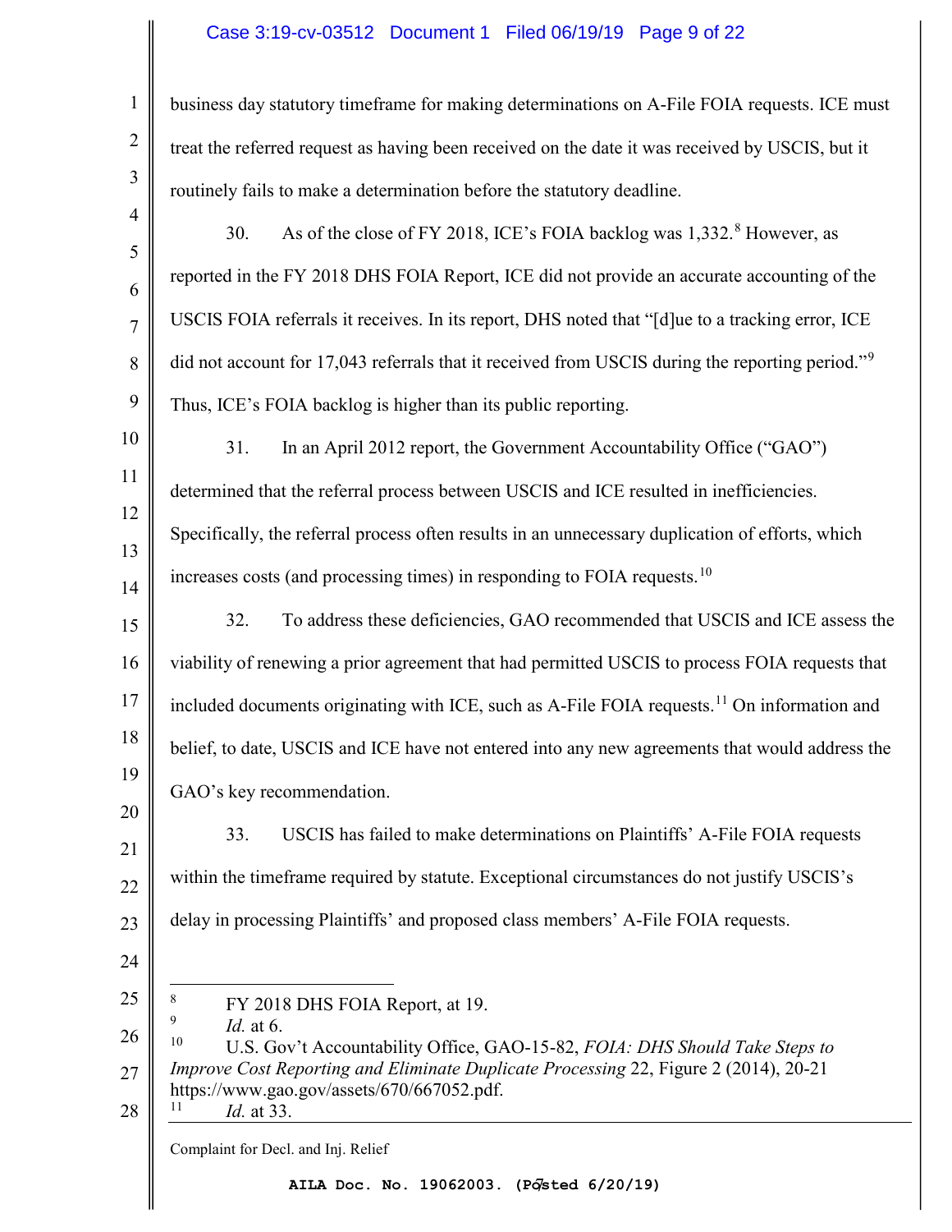business day statutory timeframe for making determinations on A-File FOIA requests. ICE must treat the referred request as having been received on the date it was received by USCIS, but it routinely fails to make a determination before the statutory deadline.

30. As of the close of FY 2018, ICE's FOIA backlog was 1,332.[8] However, as reported in the FY 2018 DHS FOIA Report, ICE did not provide an accurate accounting of the USCIS FOIA referrals it receives. In its report, DHS noted that "[d]ue to a tracking error, ICE did not account for 17,043 referrals that it received from USCIS during the reporting period."[9] Thus, ICE's FOIA backlog is higher than its public reporting.

31. In an April 2012 report, the Government Accountability Office ("GAO") determined that the referral process between USCIS and ICE resulted in inefficiencies. Specifically, the referral process often results in an unnecessary duplication of efforts, which increases costs (and processing times) in responding to FOIA requests.[10]

32. To address these deficiencies, GAO recommended that USCIS and ICE assess the viability of renewing a prior agreement that had permitted USCIS to process FOIA requests that included documents originating with ICE, such as A-File FOIA requests.[11] On information and belief, to date, USCIS and ICE have not entered into any new agreements that would address the GAO's key recommendation.

33. USCIS has failed to make determinations on Plaintiffs' A-File FOIA requests within the timeframe required by statute. Exceptional circumstances do not justify USCIS's delay in processing Plaintiffs' and proposed class members' A-File FOIA requests.

---

[8] FY 2018 DHS FOIA Report, at 19.

[9] *Id.* at 6.

[10] U.S. Gov't Accountability Office, GAO-15-82, *FOIA: DHS Should Take Steps to Improve Cost Reporting and Eliminate Duplicate Processing* 22, Figure 2 (2014), 20-21 https://www.gao.gov/assets/670/667052.pdf.

[11] *Id.* at 33.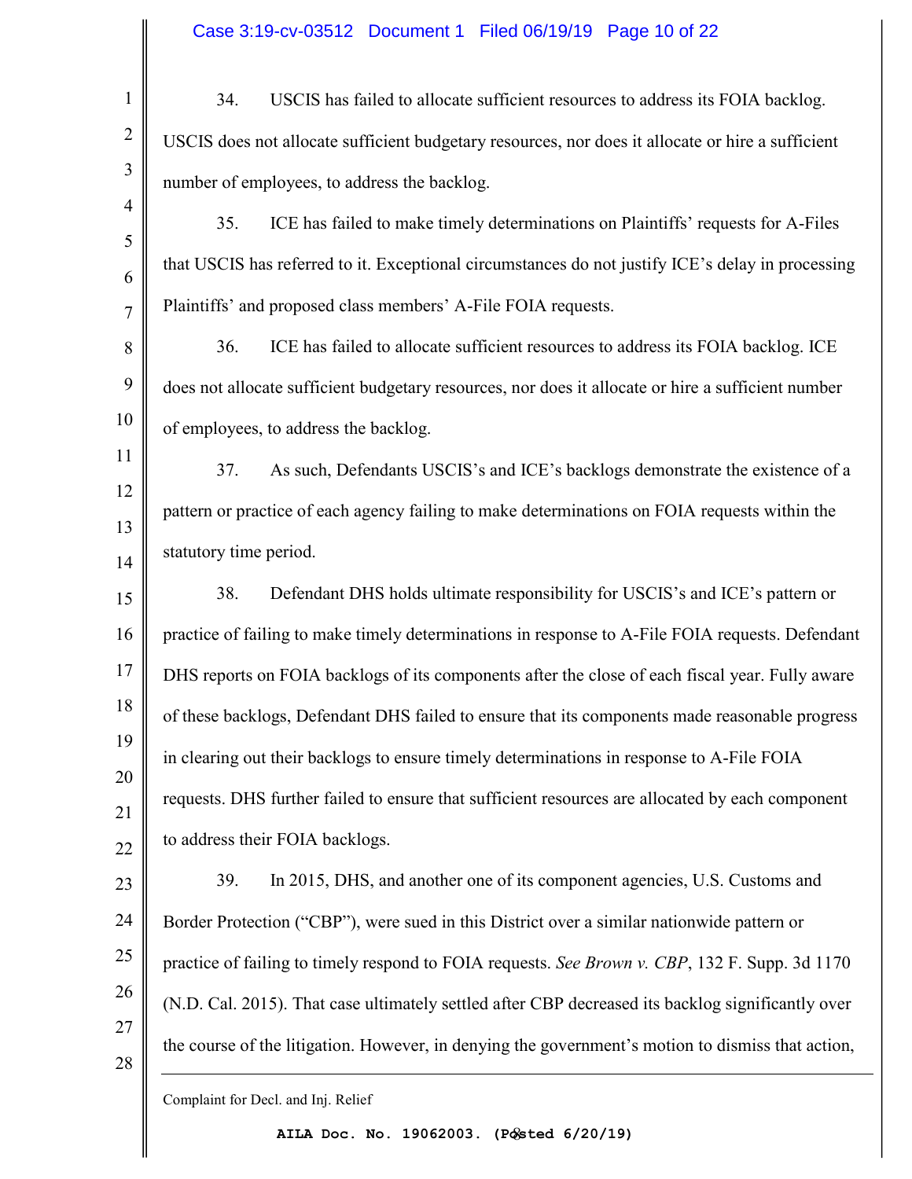34. USCIS has failed to allocate sufficient resources to address its FOIA backlog. USCIS does not allocate sufficient budgetary resources, nor does it allocate or hire a sufficient number of employees, to address the backlog.

35. ICE has failed to make timely determinations on Plaintiffs' requests for A-Files that USCIS has referred to it. Exceptional circumstances do not justify ICE's delay in processing Plaintiffs' and proposed class members' A-File FOIA requests.

36. ICE has failed to allocate sufficient resources to address its FOIA backlog. ICE does not allocate sufficient budgetary resources, nor does it allocate or hire a sufficient number of employees, to address the backlog.

37. As such, Defendants USCIS's and ICE's backlogs demonstrate the existence of a pattern or practice of each agency failing to make determinations on FOIA requests within the statutory time period.

38. Defendant DHS holds ultimate responsibility for USCIS's and ICE's pattern or practice of failing to make timely determinations in response to A-File FOIA requests. Defendant DHS reports on FOIA backlogs of its components after the close of each fiscal year. Fully aware of these backlogs, Defendant DHS failed to ensure that its components made reasonable progress in clearing out their backlogs to ensure timely determinations in response to A-File FOIA requests. DHS further failed to ensure that sufficient resources are allocated by each component to address their FOIA backlogs.

39. In 2015, DHS, and another one of its component agencies, U.S. Customs and Border Protection ("CBP"), were sued in this District over a similar nationwide pattern or practice of failing to timely respond to FOIA requests. *See Brown v. CBP*, 132 F. Supp. 3d 1170 (N.D. Cal. 2015). That case ultimately settled after CBP decreased its backlog significantly over the course of the litigation. However, in denying the government's motion to dismiss that action,

Complaint for Decl. and Inj. Relief

AILA Doc. No. 19062003. (Posted 6/20/19)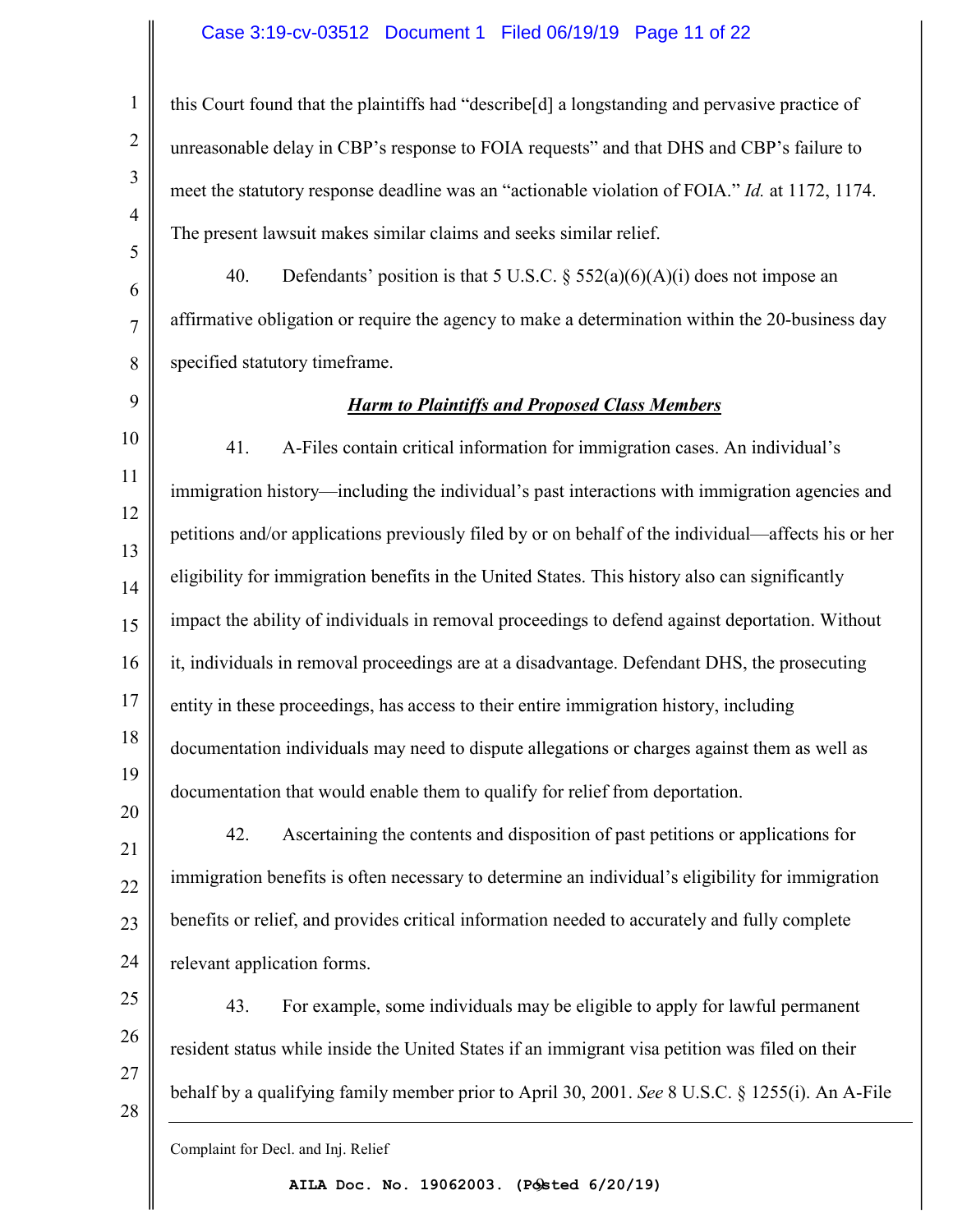this Court found that the plaintiffs had "describe[d] a longstanding and pervasive practice of unreasonable delay in CBP's response to FOIA requests" and that DHS and CBP's failure to meet the statutory response deadline was an "actionable violation of FOIA." *Id.* at 1172, 1174. The present lawsuit makes similar claims and seeks similar relief.

40. Defendants' position is that 5 U.S.C. § 552(a)(6)(A)(i) does not impose an affirmative obligation or require the agency to make a determination within the 20-business day specified statutory timeframe.

***Harm to Plaintiffs and Proposed Class Members***

41. A-Files contain critical information for immigration cases. An individual's immigration history—including the individual's past interactions with immigration agencies and petitions and/or applications previously filed by or on behalf of the individual—affects his or her eligibility for immigration benefits in the United States. This history also can significantly impact the ability of individuals in removal proceedings to defend against deportation. Without it, individuals in removal proceedings are at a disadvantage. Defendant DHS, the prosecuting entity in these proceedings, has access to their entire immigration history, including documentation individuals may need to dispute allegations or charges against them as well as documentation that would enable them to qualify for relief from deportation.

42. Ascertaining the contents and disposition of past petitions or applications for immigration benefits is often necessary to determine an individual's eligibility for immigration benefits or relief, and provides critical information needed to accurately and fully complete relevant application forms.

43. For example, some individuals may be eligible to apply for lawful permanent resident status while inside the United States if an immigrant visa petition was filed on their behalf by a qualifying family member prior to April 30, 2001. *See* 8 U.S.C. § 1255(i). An A-File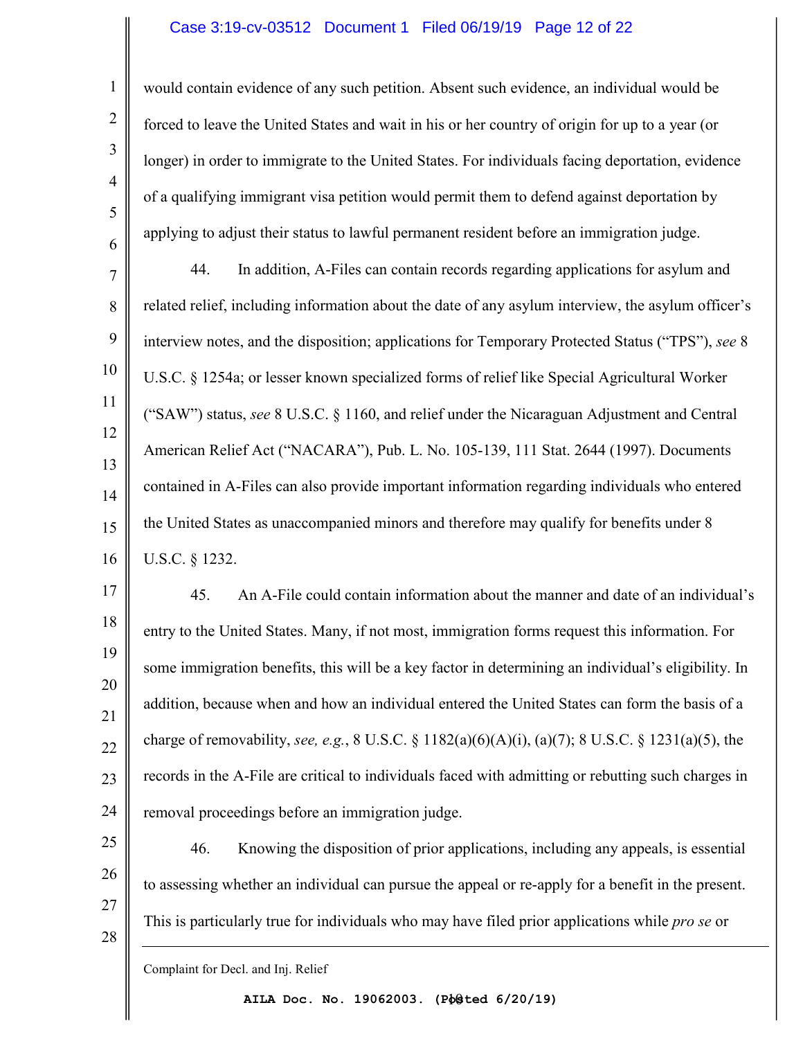would contain evidence of any such petition. Absent such evidence, an individual would be forced to leave the United States and wait in his or her country of origin for up to a year (or longer) in order to immigrate to the United States. For individuals facing deportation, evidence of a qualifying immigrant visa petition would permit them to defend against deportation by applying to adjust their status to lawful permanent resident before an immigration judge.

44. In addition, A-Files can contain records regarding applications for asylum and related relief, including information about the date of any asylum interview, the asylum officer's interview notes, and the disposition; applications for Temporary Protected Status ("TPS"), *see* 8 U.S.C. § 1254a; or lesser known specialized forms of relief like Special Agricultural Worker ("SAW") status, *see* 8 U.S.C. § 1160, and relief under the Nicaraguan Adjustment and Central American Relief Act ("NACARA"), Pub. L. No. 105-139, 111 Stat. 2644 (1997). Documents contained in A-Files can also provide important information regarding individuals who entered the United States as unaccompanied minors and therefore may qualify for benefits under 8 U.S.C. § 1232.

45. An A-File could contain information about the manner and date of an individual's entry to the United States. Many, if not most, immigration forms request this information. For some immigration benefits, this will be a key factor in determining an individual's eligibility. In addition, because when and how an individual entered the United States can form the basis of a charge of removability, *see, e.g.*, 8 U.S.C. § 1182(a)(6)(A)(i), (a)(7); 8 U.S.C. § 1231(a)(5), the records in the A-File are critical to individuals faced with admitting or rebutting such charges in removal proceedings before an immigration judge.

46. Knowing the disposition of prior applications, including any appeals, is essential to assessing whether an individual can pursue the appeal or re-apply for a benefit in the present. This is particularly true for individuals who may have filed prior applications while *pro se* or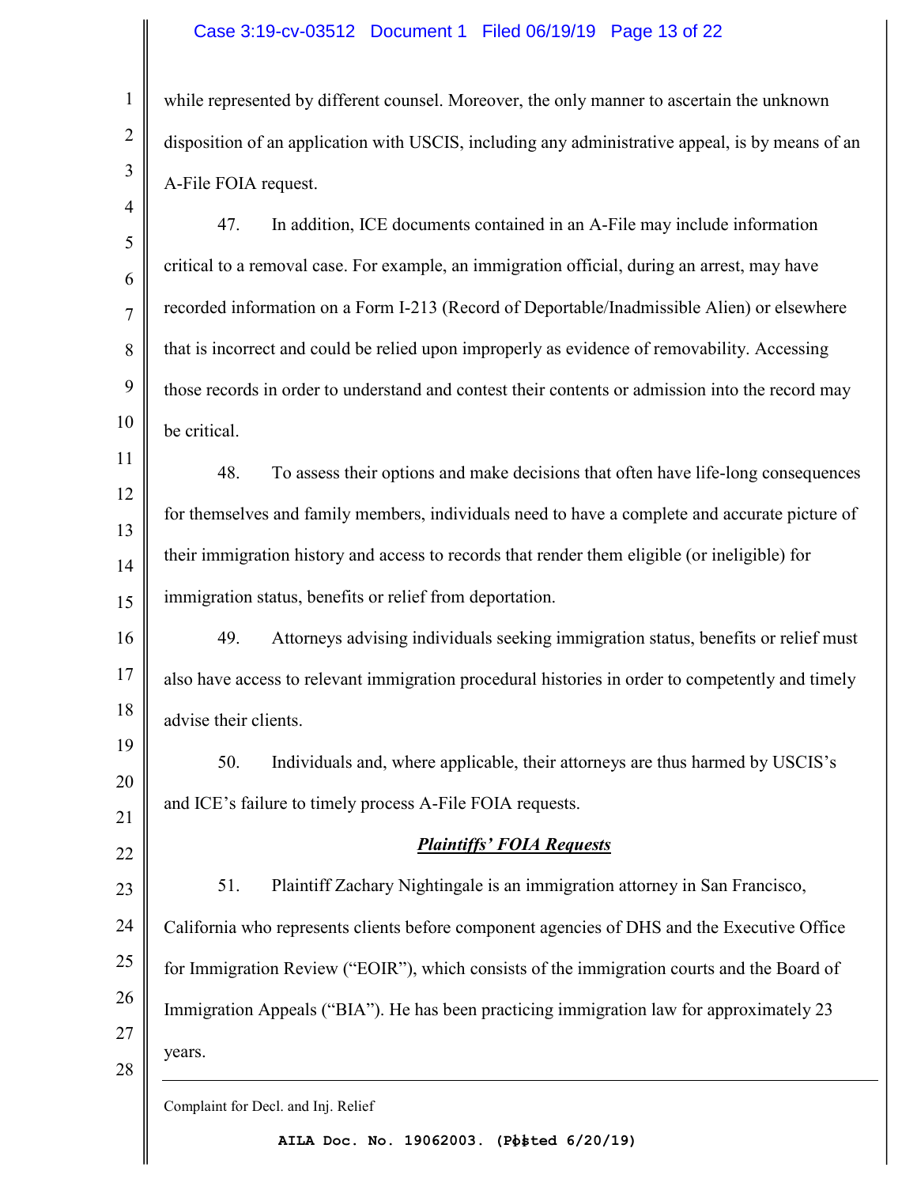while represented by different counsel. Moreover, the only manner to ascertain the unknown disposition of an application with USCIS, including any administrative appeal, is by means of an A-File FOIA request.

47. In addition, ICE documents contained in an A-File may include information critical to a removal case. For example, an immigration official, during an arrest, may have recorded information on a Form I-213 (Record of Deportable/Inadmissible Alien) or elsewhere that is incorrect and could be relied upon improperly as evidence of removability. Accessing those records in order to understand and contest their contents or admission into the record may be critical.

48. To assess their options and make decisions that often have life-long consequences for themselves and family members, individuals need to have a complete and accurate picture of their immigration history and access to records that render them eligible (or ineligible) for immigration status, benefits or relief from deportation.

49. Attorneys advising individuals seeking immigration status, benefits or relief must also have access to relevant immigration procedural histories in order to competently and timely advise their clients.

50. Individuals and, where applicable, their attorneys are thus harmed by USCIS's and ICE's failure to timely process A-File FOIA requests.

***Plaintiffs' FOIA Requests***

51. Plaintiff Zachary Nightingale is an immigration attorney in San Francisco, California who represents clients before component agencies of DHS and the Executive Office for Immigration Review ("EOIR"), which consists of the immigration courts and the Board of Immigration Appeals ("BIA"). He has been practicing immigration law for approximately 23 years.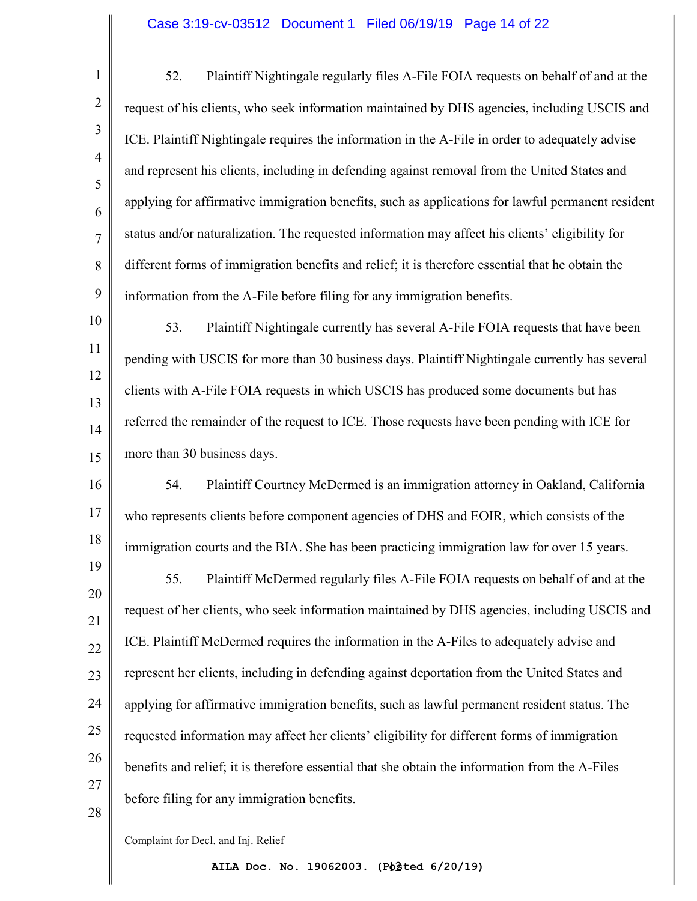52. Plaintiff Nightingale regularly files A-File FOIA requests on behalf of and at the request of his clients, who seek information maintained by DHS agencies, including USCIS and ICE. Plaintiff Nightingale requires the information in the A-File in order to adequately advise and represent his clients, including in defending against removal from the United States and applying for affirmative immigration benefits, such as applications for lawful permanent resident status and/or naturalization. The requested information may affect his clients' eligibility for different forms of immigration benefits and relief; it is therefore essential that he obtain the information from the A-File before filing for any immigration benefits.

53. Plaintiff Nightingale currently has several A-File FOIA requests that have been pending with USCIS for more than 30 business days. Plaintiff Nightingale currently has several clients with A-File FOIA requests in which USCIS has produced some documents but has referred the remainder of the request to ICE. Those requests have been pending with ICE for more than 30 business days.

54. Plaintiff Courtney McDermed is an immigration attorney in Oakland, California who represents clients before component agencies of DHS and EOIR, which consists of the immigration courts and the BIA. She has been practicing immigration law for over 15 years.

55. Plaintiff McDermed regularly files A-File FOIA requests on behalf of and at the request of her clients, who seek information maintained by DHS agencies, including USCIS and ICE. Plaintiff McDermed requires the information in the A-Files to adequately advise and represent her clients, including in defending against deportation from the United States and applying for affirmative immigration benefits, such as lawful permanent resident status. The requested information may affect her clients' eligibility for different forms of immigration benefits and relief; it is therefore essential that she obtain the information from the A-Files before filing for any immigration benefits.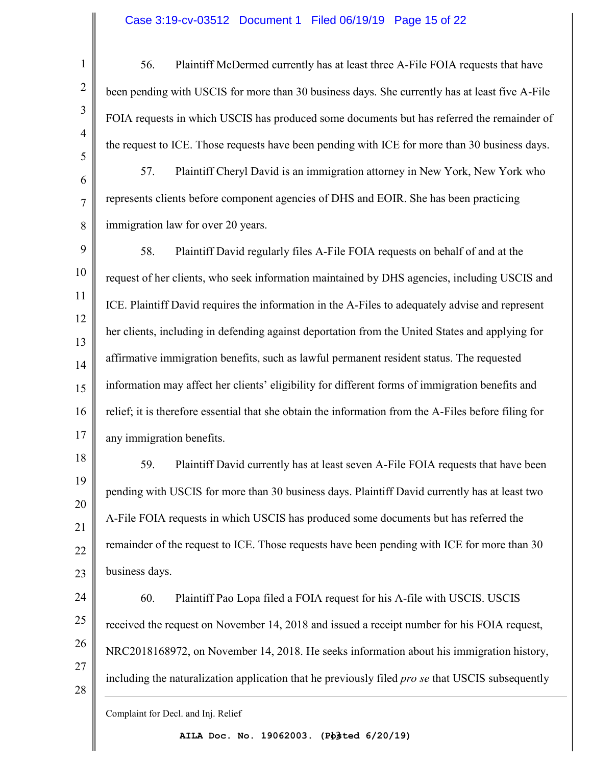56. Plaintiff McDermed currently has at least three A-File FOIA requests that have been pending with USCIS for more than 30 business days. She currently has at least five A-File FOIA requests in which USCIS has produced some documents but has referred the remainder of the request to ICE. Those requests have been pending with ICE for more than 30 business days.

57. Plaintiff Cheryl David is an immigration attorney in New York, New York who represents clients before component agencies of DHS and EOIR. She has been practicing immigration law for over 20 years.

58. Plaintiff David regularly files A-File FOIA requests on behalf of and at the request of her clients, who seek information maintained by DHS agencies, including USCIS and ICE. Plaintiff David requires the information in the A-Files to adequately advise and represent her clients, including in defending against deportation from the United States and applying for affirmative immigration benefits, such as lawful permanent resident status. The requested information may affect her clients' eligibility for different forms of immigration benefits and relief; it is therefore essential that she obtain the information from the A-Files before filing for any immigration benefits.

59. Plaintiff David currently has at least seven A-File FOIA requests that have been pending with USCIS for more than 30 business days. Plaintiff David currently has at least two A-File FOIA requests in which USCIS has produced some documents but has referred the remainder of the request to ICE. Those requests have been pending with ICE for more than 30 business days.

60. Plaintiff Pao Lopa filed a FOIA request for his A-file with USCIS. USCIS received the request on November 14, 2018 and issued a receipt number for his FOIA request, NRC2018168972, on November 14, 2018. He seeks information about his immigration history, including the naturalization application that he previously filed *pro se* that USCIS subsequently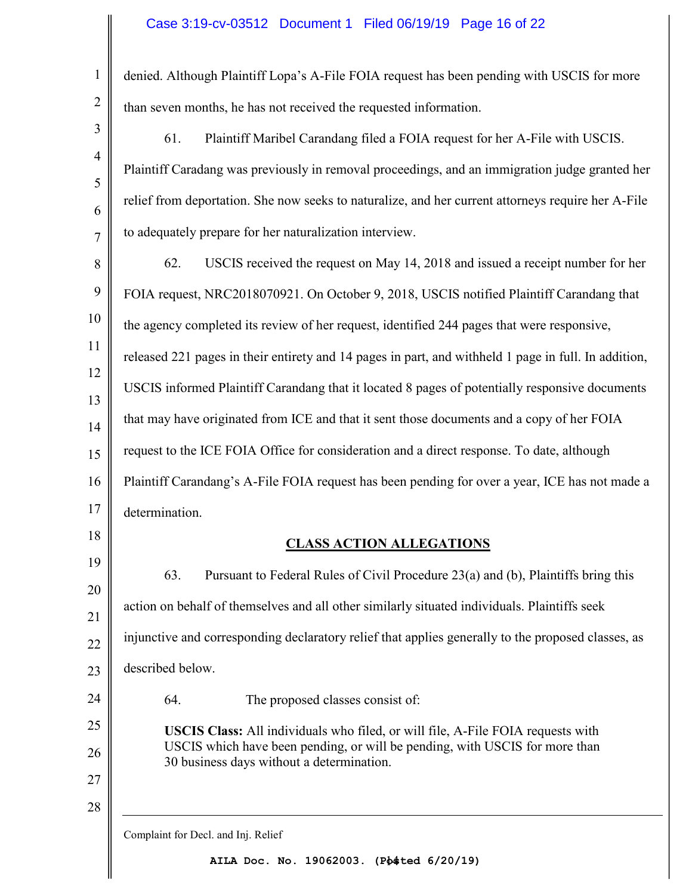denied. Although Plaintiff Lopa's A-File FOIA request has been pending with USCIS for more than seven months, he has not received the requested information.

61. Plaintiff Maribel Carandang filed a FOIA request for her A-File with USCIS. Plaintiff Caradang was previously in removal proceedings, and an immigration judge granted her relief from deportation. She now seeks to naturalize, and her current attorneys require her A-File to adequately prepare for her naturalization interview.

62. USCIS received the request on May 14, 2018 and issued a receipt number for her FOIA request, NRC2018070921. On October 9, 2018, USCIS notified Plaintiff Carandang that the agency completed its review of her request, identified 244 pages that were responsive, released 221 pages in their entirety and 14 pages in part, and withheld 1 page in full. In addition, USCIS informed Plaintiff Carandang that it located 8 pages of potentially responsive documents that may have originated from ICE and that it sent those documents and a copy of her FOIA request to the ICE FOIA Office for consideration and a direct response. To date, although Plaintiff Carandang's A-File FOIA request has been pending for over a year, ICE has not made a determination.

## CLASS ACTION ALLEGATIONS

63. Pursuant to Federal Rules of Civil Procedure 23(a) and (b), Plaintiffs bring this action on behalf of themselves and all other similarly situated individuals. Plaintiffs seek injunctive and corresponding declaratory relief that applies generally to the proposed classes, as described below.

64. The proposed classes consist of:

> **USCIS Class:** All individuals who filed, or will file, A-File FOIA requests with USCIS which have been pending, or will be pending, with USCIS for more than 30 business days without a determination.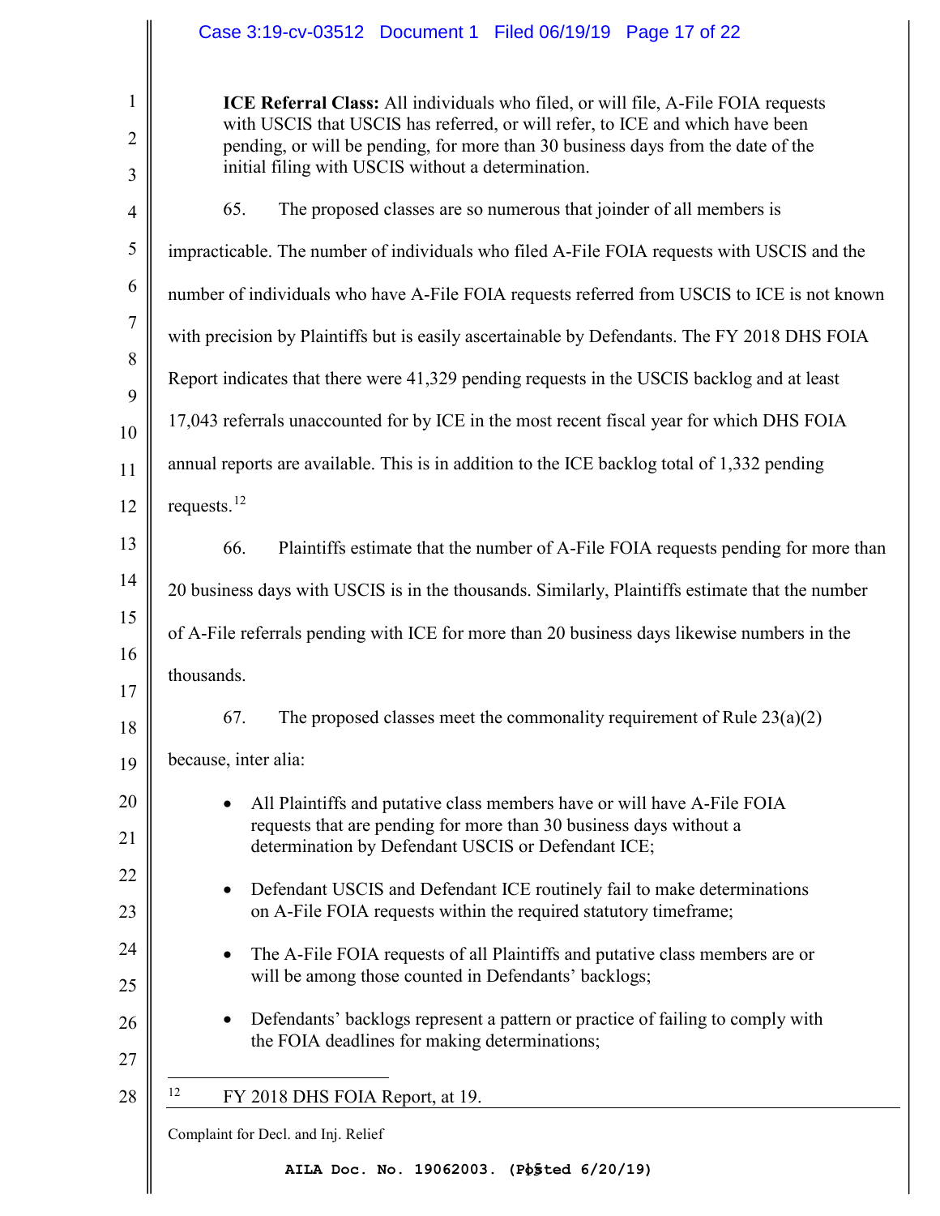**ICE Referral Class:** All individuals who filed, or will file, A-File FOIA requests with USCIS that USCIS has referred, or will refer, to ICE and which have been pending, or will be pending, for more than 30 business days from the date of the initial filing with USCIS without a determination.

65. The proposed classes are so numerous that joinder of all members is impracticable. The number of individuals who filed A-File FOIA requests with USCIS and the number of individuals who have A-File FOIA requests referred from USCIS to ICE is not known with precision by Plaintiffs but is easily ascertainable by Defendants. The FY 2018 DHS FOIA Report indicates that there were 41,329 pending requests in the USCIS backlog and at least 17,043 referrals unaccounted for by ICE in the most recent fiscal year for which DHS FOIA annual reports are available. This is in addition to the ICE backlog total of 1,332 pending requests.[12]

66. Plaintiffs estimate that the number of A-File FOIA requests pending for more than 20 business days with USCIS is in the thousands. Similarly, Plaintiffs estimate that the number of A-File referrals pending with ICE for more than 20 business days likewise numbers in the thousands.

67. The proposed classes meet the commonality requirement of Rule 23(a)(2) because, inter alia:

- All Plaintiffs and putative class members have or will have A-File FOIA requests that are pending for more than 30 business days without a determination by Defendant USCIS or Defendant ICE;
- Defendant USCIS and Defendant ICE routinely fail to make determinations on A-File FOIA requests within the required statutory timeframe;
- The A-File FOIA requests of all Plaintiffs and putative class members are or will be among those counted in Defendants' backlogs;
- Defendants' backlogs represent a pattern or practice of failing to comply with the FOIA deadlines for making determinations;

[12] FY 2018 DHS FOIA Report, at 19.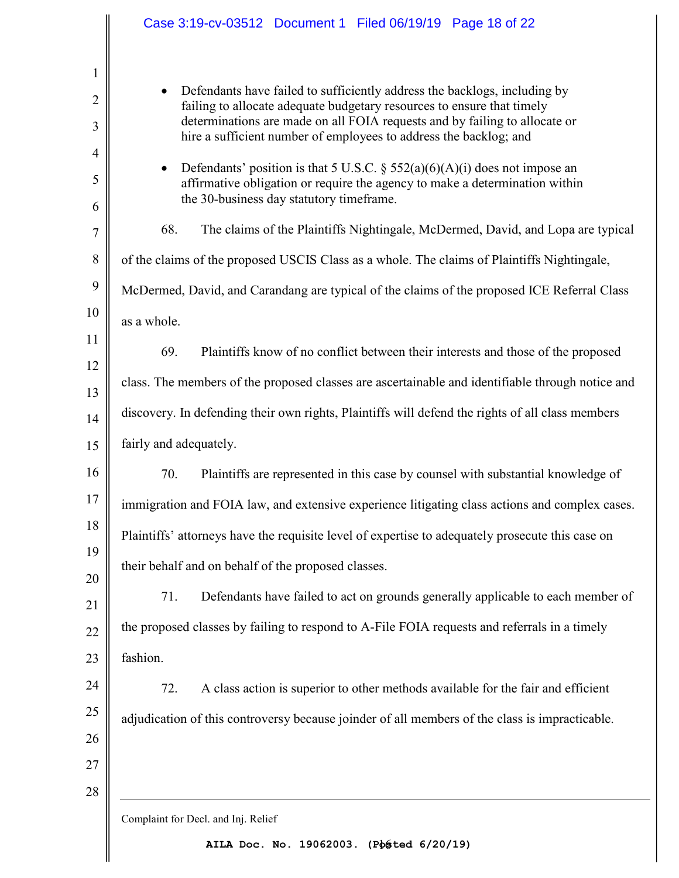- Defendants have failed to sufficiently address the backlogs, including by failing to allocate adequate budgetary resources to ensure that timely determinations are made on all FOIA requests and by failing to allocate or hire a sufficient number of employees to address the backlog; and

- Defendants' position is that 5 U.S.C. § 552(a)(6)(A)(i) does not impose an affirmative obligation or require the agency to make a determination within the 30-business day statutory timeframe.

68. The claims of the Plaintiffs Nightingale, McDermed, David, and Lopa are typical of the claims of the proposed USCIS Class as a whole. The claims of Plaintiffs Nightingale, McDermed, David, and Carandang are typical of the claims of the proposed ICE Referral Class as a whole.

69. Plaintiffs know of no conflict between their interests and those of the proposed class. The members of the proposed classes are ascertainable and identifiable through notice and discovery. In defending their own rights, Plaintiffs will defend the rights of all class members fairly and adequately.

70. Plaintiffs are represented in this case by counsel with substantial knowledge of immigration and FOIA law, and extensive experience litigating class actions and complex cases. Plaintiffs' attorneys have the requisite level of expertise to adequately prosecute this case on their behalf and on behalf of the proposed classes.

71. Defendants have failed to act on grounds generally applicable to each member of the proposed classes by failing to respond to A-File FOIA requests and referrals in a timely fashion.

72. A class action is superior to other methods available for the fair and efficient adjudication of this controversy because joinder of all members of the class is impracticable.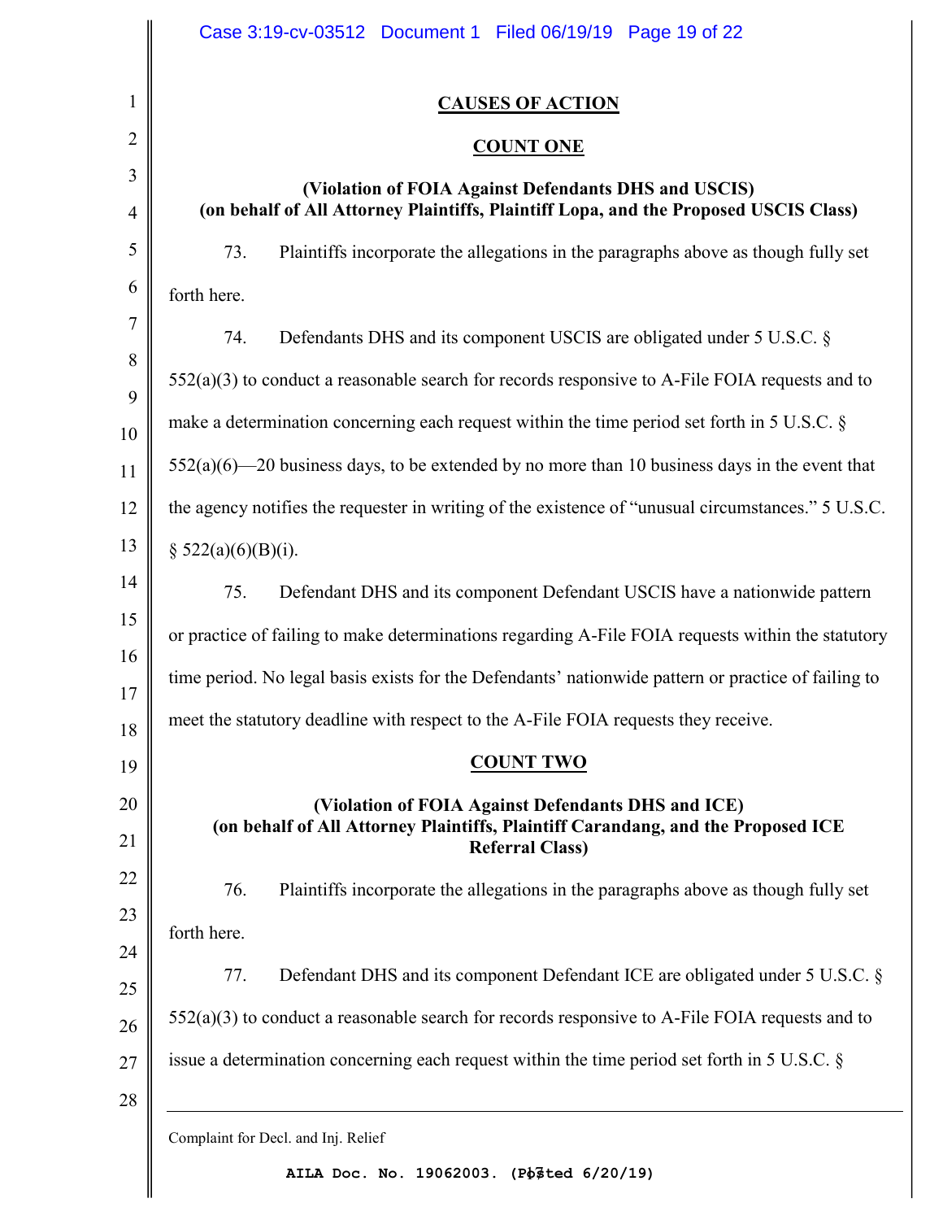## CAUSES OF ACTION

### COUNT ONE

**(Violation of FOIA Against Defendants DHS and USCIS)**
**(on behalf of All Attorney Plaintiffs, Plaintiff Lopa, and the Proposed USCIS Class)**

73. Plaintiffs incorporate the allegations in the paragraphs above as though fully set forth here.

74. Defendants DHS and its component USCIS are obligated under 5 U.S.C. § 552(a)(3) to conduct a reasonable search for records responsive to A-File FOIA requests and to make a determination concerning each request within the time period set forth in 5 U.S.C. § 552(a)(6)—20 business days, to be extended by no more than 10 business days in the event that the agency notifies the requester in writing of the existence of "unusual circumstances." 5 U.S.C. § 522(a)(6)(B)(i).

75. Defendant DHS and its component Defendant USCIS have a nationwide pattern or practice of failing to make determinations regarding A-File FOIA requests within the statutory time period. No legal basis exists for the Defendants' nationwide pattern or practice of failing to meet the statutory deadline with respect to the A-File FOIA requests they receive.

### COUNT TWO

**(Violation of FOIA Against Defendants DHS and ICE)**
**(on behalf of All Attorney Plaintiffs, Plaintiff Carandang, and the Proposed ICE Referral Class)**

76. Plaintiffs incorporate the allegations in the paragraphs above as though fully set forth here.

77. Defendant DHS and its component Defendant ICE are obligated under 5 U.S.C. § 552(a)(3) to conduct a reasonable search for records responsive to A-File FOIA requests and to issue a determination concerning each request within the time period set forth in 5 U.S.C. §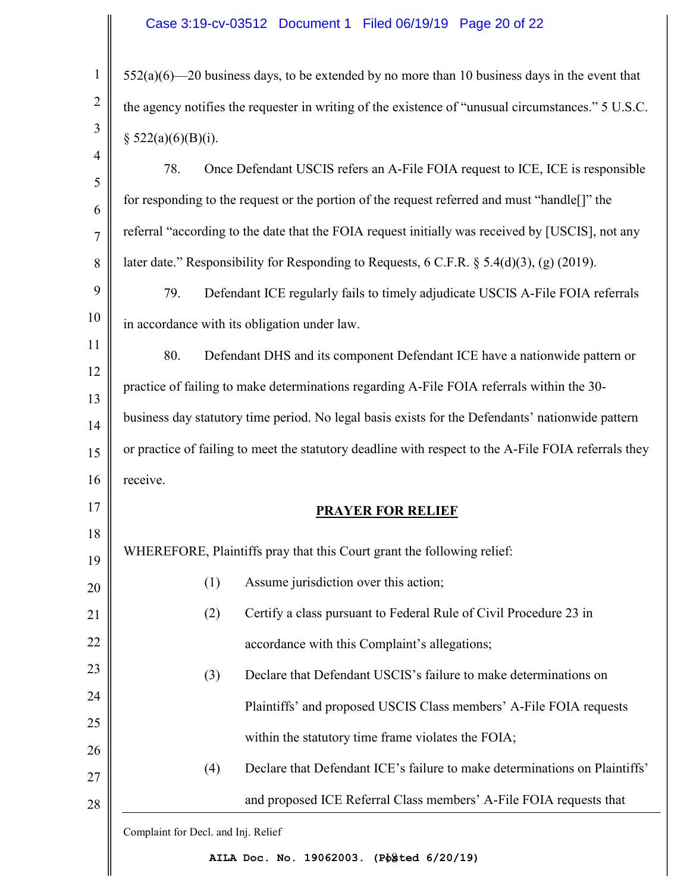552(a)(6)—20 business days, to be extended by no more than 10 business days in the event that the agency notifies the requester in writing of the existence of "unusual circumstances." 5 U.S.C. § 522(a)(6)(B)(i).

78. Once Defendant USCIS refers an A-File FOIA request to ICE, ICE is responsible for responding to the request or the portion of the request referred and must "handle[]" the referral "according to the date that the FOIA request initially was received by [USCIS], not any later date." Responsibility for Responding to Requests, 6 C.F.R. § 5.4(d)(3), (g) (2019).

79. Defendant ICE regularly fails to timely adjudicate USCIS A-File FOIA referrals in accordance with its obligation under law.

80. Defendant DHS and its component Defendant ICE have a nationwide pattern or practice of failing to make determinations regarding A-File FOIA referrals within the 30-business day statutory time period. No legal basis exists for the Defendants' nationwide pattern or practice of failing to meet the statutory deadline with respect to the A-File FOIA referrals they receive.

## PRAYER FOR RELIEF

WHEREFORE, Plaintiffs pray that this Court grant the following relief:

(1) Assume jurisdiction over this action;

(2) Certify a class pursuant to Federal Rule of Civil Procedure 23 in accordance with this Complaint's allegations;

(3) Declare that Defendant USCIS's failure to make determinations on Plaintiffs' and proposed USCIS Class members' A-File FOIA requests within the statutory time frame violates the FOIA;

(4) Declare that Defendant ICE's failure to make determinations on Plaintiffs' and proposed ICE Referral Class members' A-File FOIA requests that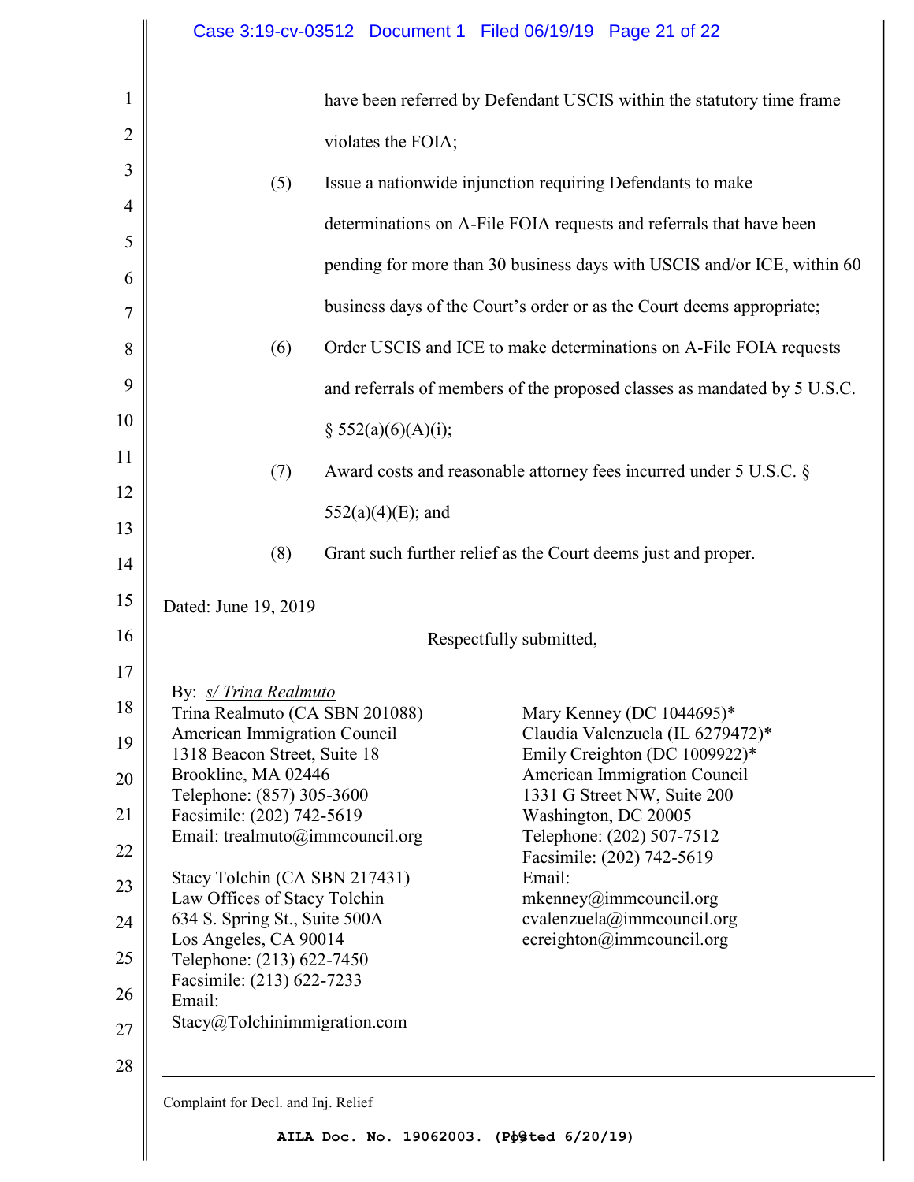have been referred by Defendant USCIS within the statutory time frame violates the FOIA;

(5) Issue a nationwide injunction requiring Defendants to make determinations on A-File FOIA requests and referrals that have been pending for more than 30 business days with USCIS and/or ICE, within 60 business days of the Court's order or as the Court deems appropriate;

(6) Order USCIS and ICE to make determinations on A-File FOIA requests and referrals of members of the proposed classes as mandated by 5 U.S.C. § 552(a)(6)(A)(i);

(7) Award costs and reasonable attorney fees incurred under 5 U.S.C. § 552(a)(4)(E); and

(8) Grant such further relief as the Court deems just and proper.

Dated: June 19, 2019

Respectfully submitted,

By: *s/ Trina Realmuto*
Trina Realmuto (CA SBN 201088)
American Immigration Council
1318 Beacon Street, Suite 18
Brookline, MA 02446
Telephone: (857) 305-3600
Facsimile: (202) 742-5619
Email: trealmuto@immcouncil.org

Stacy Tolchin (CA SBN 217431)
Law Offices of Stacy Tolchin
634 S. Spring St., Suite 500A
Los Angeles, CA 90014
Telephone: (213) 622-7450
Facsimile: (213) 622-7233
Email:
Stacy@Tolchinimmigration.com

Mary Kenney (DC 1044695)*
Claudia Valenzuela (IL 6279472)*
Emily Creighton (DC 1009922)*
American Immigration Council
1331 G Street NW, Suite 200
Washington, DC 20005
Telephone: (202) 507-7512
Facsimile: (202) 742-5619
Email:
mkenney@immcouncil.org
cvalenzuela@immcouncil.org
ecreighton@immcouncil.org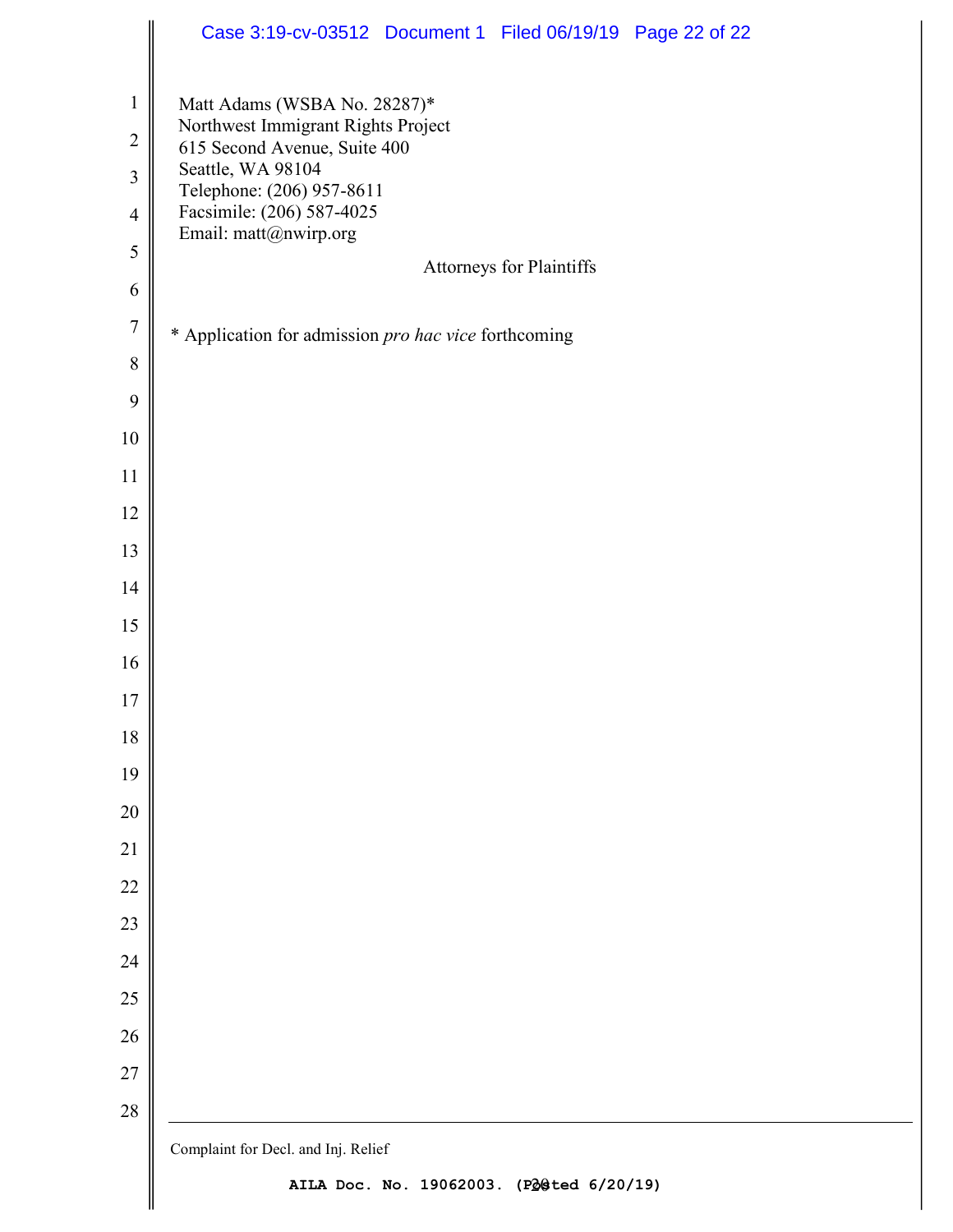Matt Adams (WSBA No. 28287)*
Northwest Immigrant Rights Project
615 Second Avenue, Suite 400
Seattle, WA 98104
Telephone: (206) 957-8611
Facsimile: (206) 587-4025
Email: matt@nwirp.org

Attorneys for Plaintiffs

* Application for admission *pro hac vice* forthcoming